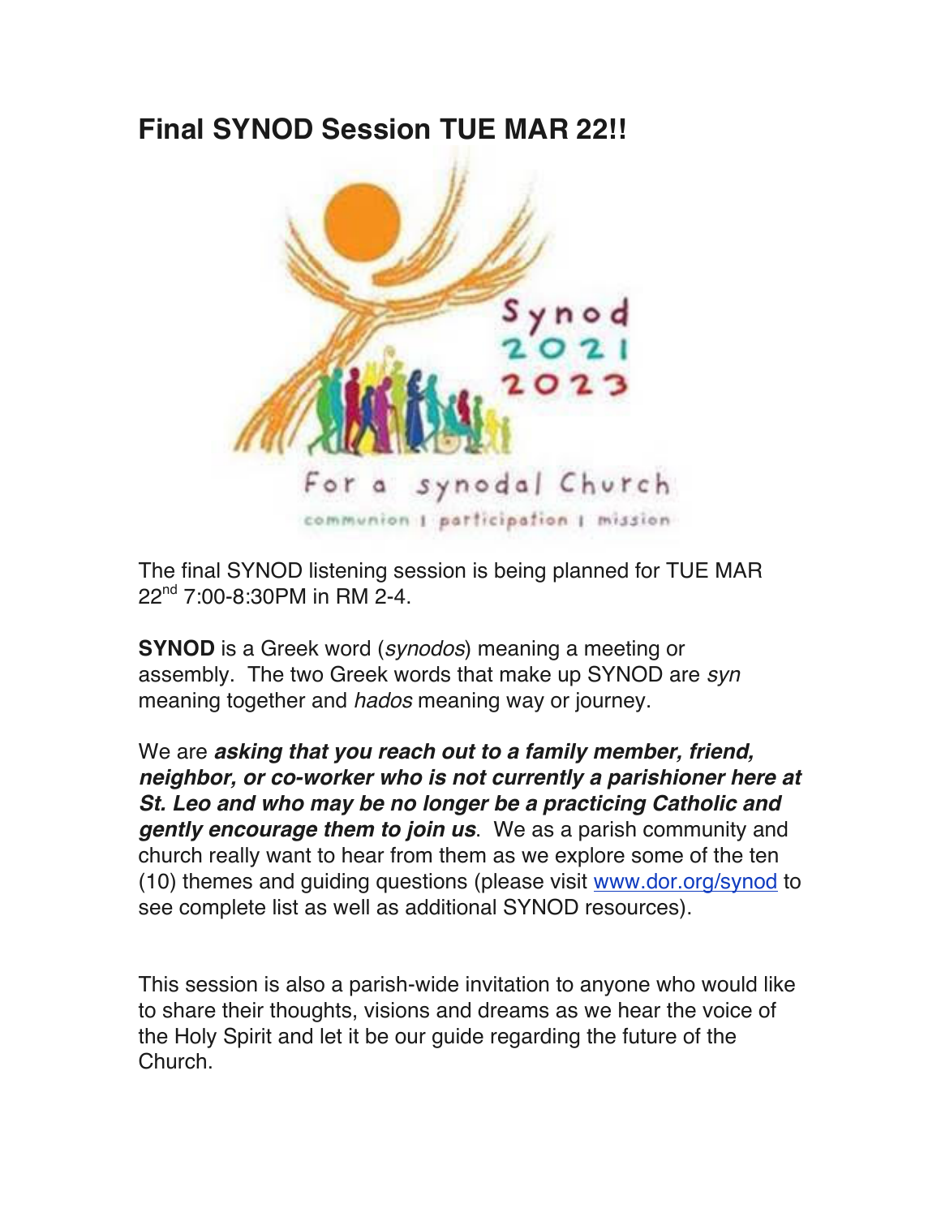# Final SYNOD Session TUE MAR 22!!

Synod 2021 2023

For a synodal Church

communion | participation | mission

The final SYNOD listening session is being planned for TUE MAR 22nd 7:00-8:30PM in RM 2-4.

**SYNOD** is a Greek word (*synodos*) meaning a meeting or assembly. The two Greek words that make up SYNOD are *syn* meaning together and *hados* meaning way or journey.

We are ***asking that you reach out to a family member, friend, neighbor, or co-worker who is not currently a parishioner here at St. Leo and who may be no longer be a practicing Catholic and gently encourage them to join us***. We as a parish community and church really want to hear from them as we explore some of the ten (10) themes and guiding questions (please visit www.dor.org/synod to see complete list as well as additional SYNOD resources).

This session is also a parish-wide invitation to anyone who would like to share their thoughts, visions and dreams as we hear the voice of the Holy Spirit and let it be our guide regarding the future of the Church.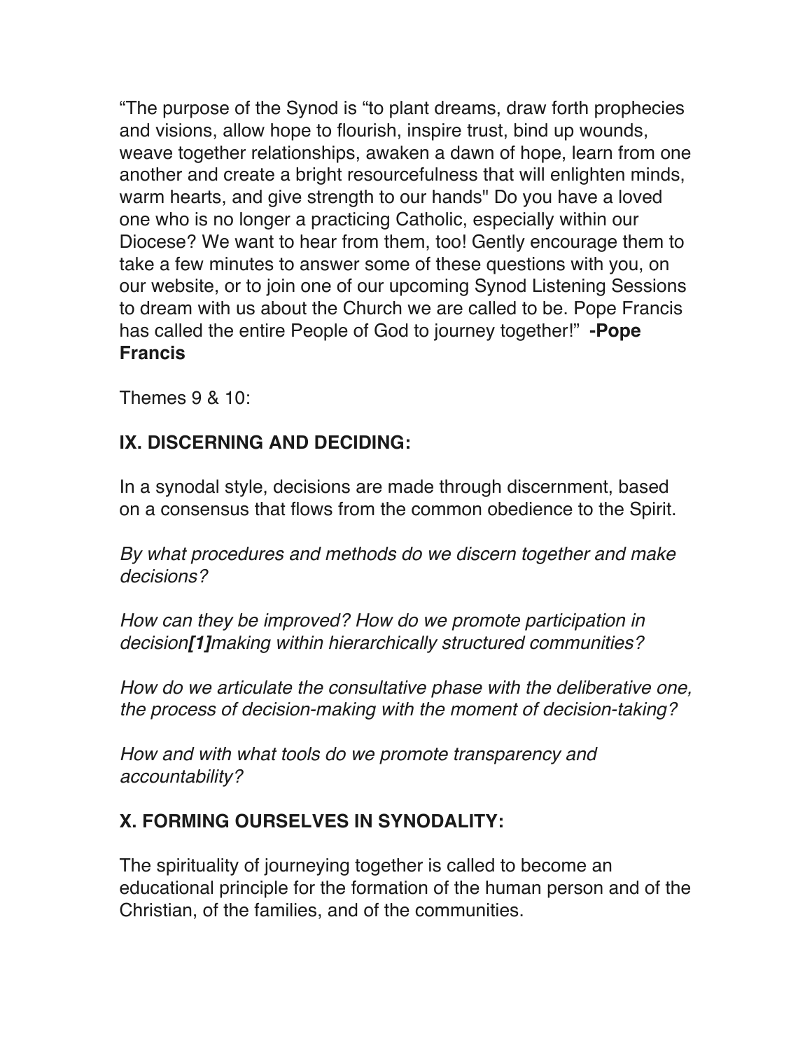"The purpose of the Synod is "to plant dreams, draw forth prophecies and visions, allow hope to flourish, inspire trust, bind up wounds, weave together relationships, awaken a dawn of hope, learn from one another and create a bright resourcefulness that will enlighten minds, warm hearts, and give strength to our hands" Do you have a loved one who is no longer a practicing Catholic, especially within our Diocese? We want to hear from them, too! Gently encourage them to take a few minutes to answer some of these questions with you, on our website, or to join one of our upcoming Synod Listening Sessions to dream with us about the Church we are called to be. Pope Francis has called the entire People of God to journey together!" **-Pope Francis**

Themes 9 & 10:

## IX. DISCERNING AND DECIDING:

In a synodal style, decisions are made through discernment, based on a consensus that flows from the common obedience to the Spirit.

*By what procedures and methods do we discern together and make decisions?*

*How can they be improved? How do we promote participation in decision**[1]**making within hierarchically structured communities?*

*How do we articulate the consultative phase with the deliberative one, the process of decision-making with the moment of decision-taking?*

*How and with what tools do we promote transparency and accountability?*

## X. FORMING OURSELVES IN SYNODALITY:

The spirituality of journeying together is called to become an educational principle for the formation of the human person and of the Christian, of the families, and of the communities.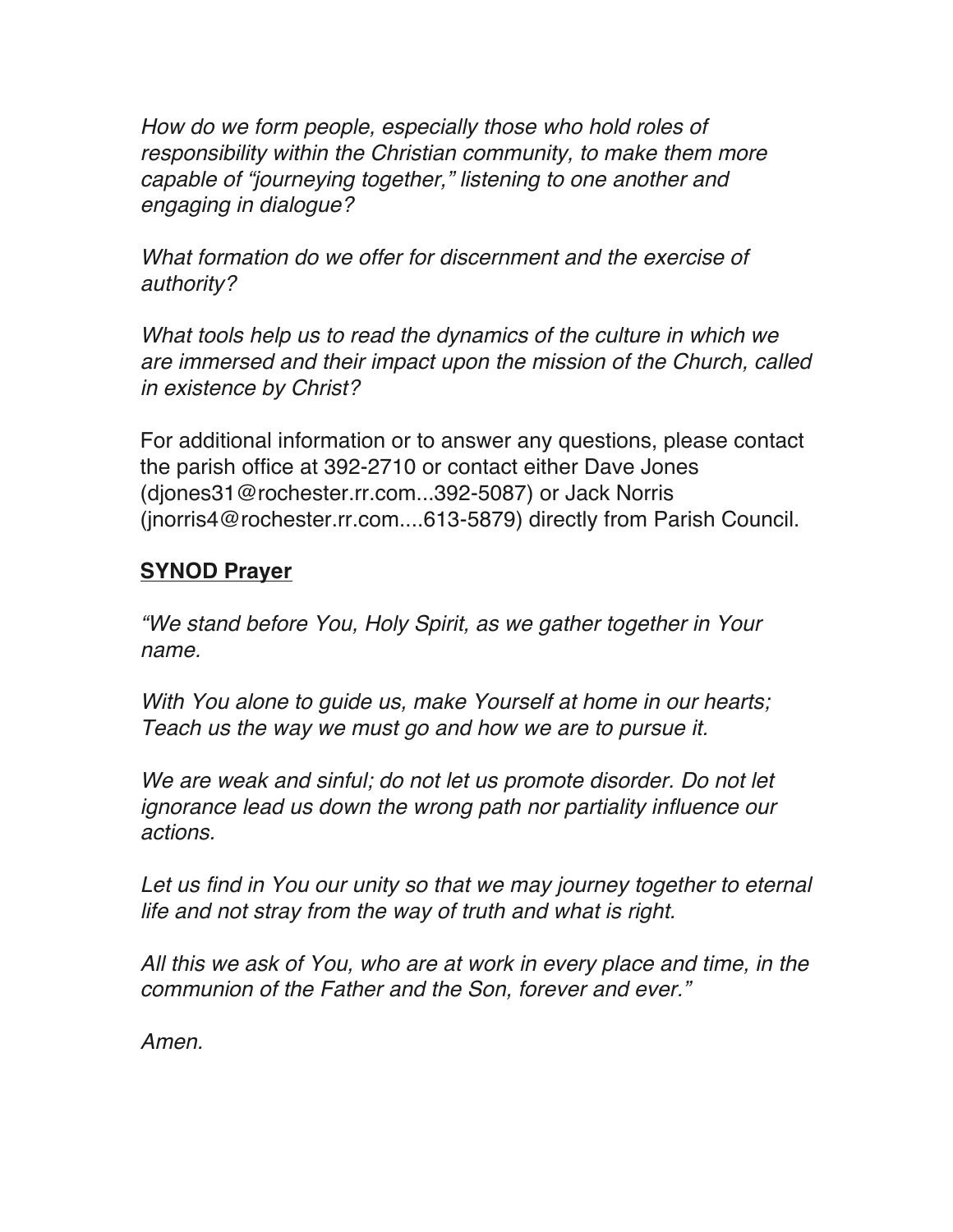*How do we form people, especially those who hold roles of responsibility within the Christian community, to make them more capable of "journeying together," listening to one another and engaging in dialogue?*

*What formation do we offer for discernment and the exercise of authority?*

*What tools help us to read the dynamics of the culture in which we are immersed and their impact upon the mission of the Church, called in existence by Christ?*

For additional information or to answer any questions, please contact the parish office at 392-2710 or contact either Dave Jones (djones31@rochester.rr.com...392-5087) or Jack Norris (jnorris4@rochester.rr.com....613-5879) directly from Parish Council.

## SYNOD Prayer

*"We stand before You, Holy Spirit, as we gather together in Your name.*

*With You alone to guide us, make Yourself at home in our hearts; Teach us the way we must go and how we are to pursue it.*

*We are weak and sinful; do not let us promote disorder. Do not let ignorance lead us down the wrong path nor partiality influence our actions.*

*Let us find in You our unity so that we may journey together to eternal life and not stray from the way of truth and what is right.*

*All this we ask of You, who are at work in every place and time, in the communion of the Father and the Son, forever and ever."*

*Amen.*